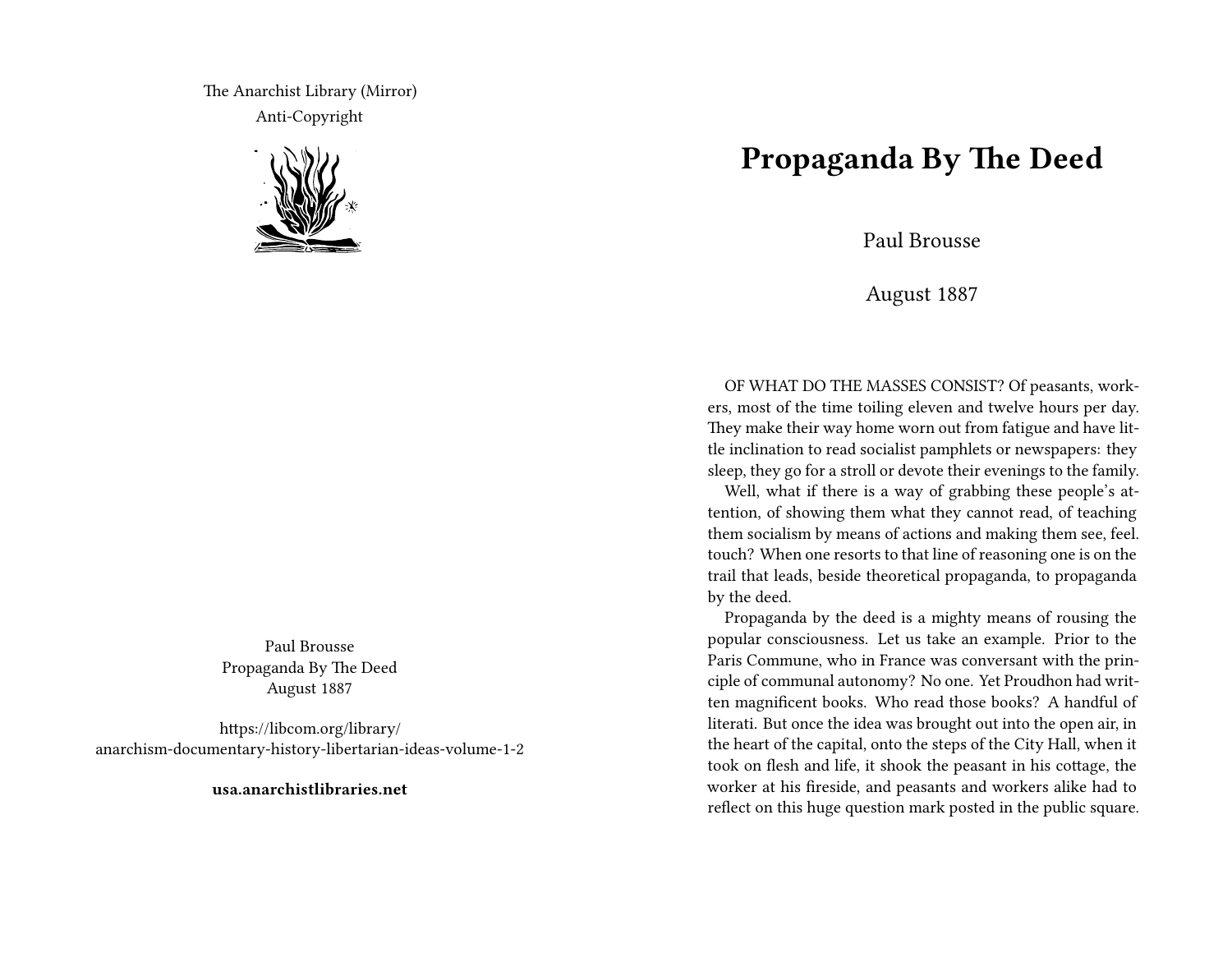The Anarchist Library (Mirror)

Anti-Copyright

Paul Brousse

Propaganda By The Deed

August 1887

https://libcom.org/library/anarchism-documentary-history-libertarian-ideas-volume-1-2

**usa.anarchistlibraries.net**

# Propaganda By The Deed

Paul Brousse

August 1887

OF WHAT DO THE MASSES CONSIST? Of peasants, workers, most of the time toiling eleven and twelve hours per day. They make their way home worn out from fatigue and have little inclination to read socialist pamphlets or newspapers: they sleep, they go for a stroll or devote their evenings to the family.

Well, what if there is a way of grabbing these people's attention, of showing them what they cannot read, of teaching them socialism by means of actions and making them see, feel. touch? When one resorts to that line of reasoning one is on the trail that leads, beside theoretical propaganda, to propaganda by the deed.

Propaganda by the deed is a mighty means of rousing the popular consciousness. Let us take an example. Prior to the Paris Commune, who in France was conversant with the principle of communal autonomy? No one. Yet Proudhon had written magnificent books. Who read those books? A handful of literati. But once the idea was brought out into the open air, in the heart of the capital, onto the steps of the City Hall, when it took on flesh and life, it shook the peasant in his cottage, the worker at his fireside, and peasants and workers alike had to reflect on this huge question mark posted in the public square.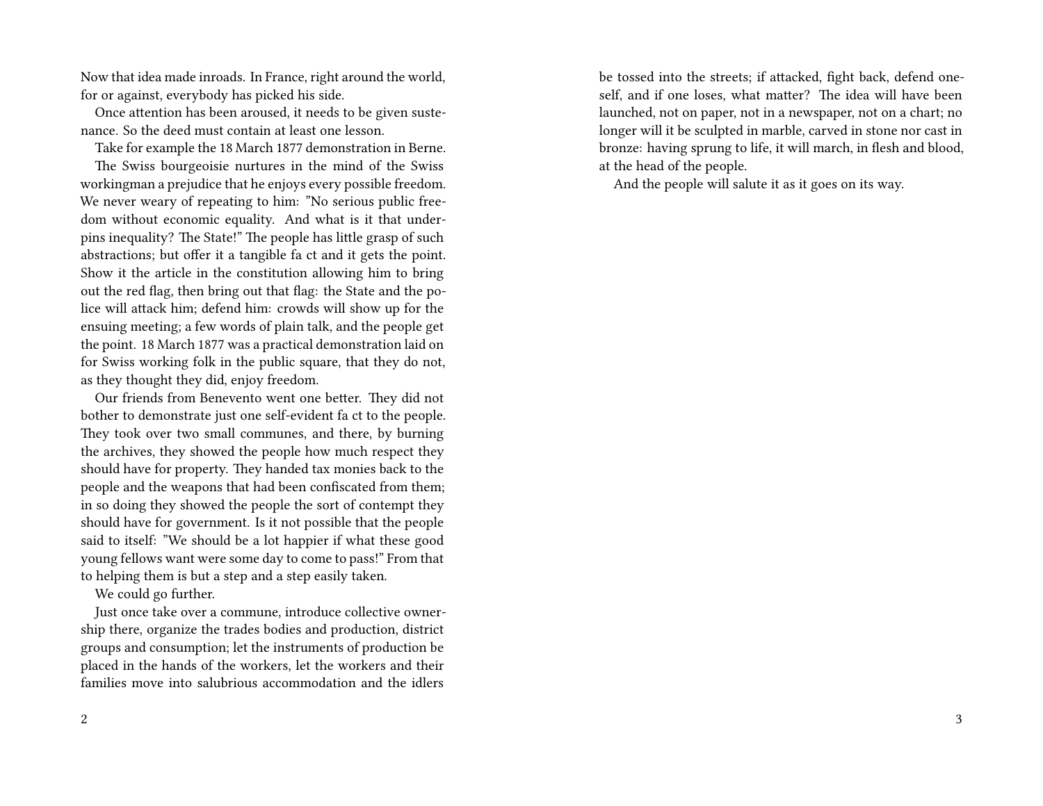Now that idea made inroads. In France, right around the world, for or against, everybody has picked his side.

Once attention has been aroused, it needs to be given sustenance. So the deed must contain at least one lesson.

Take for example the 18 March 1877 demonstration in Berne.

The Swiss bourgeoisie nurtures in the mind of the Swiss workingman a prejudice that he enjoys every possible freedom. We never weary of repeating to him: "No serious public freedom without economic equality. And what is it that underpins inequality? The State!" The people has little grasp of such abstractions; but offer it a tangible fa ct and it gets the point. Show it the article in the constitution allowing him to bring out the red flag, then bring out that flag: the State and the police will attack him; defend him: crowds will show up for the ensuing meeting; a few words of plain talk, and the people get the point. 18 March 1877 was a practical demonstration laid on for Swiss working folk in the public square, that they do not, as they thought they did, enjoy freedom.

Our friends from Benevento went one better. They did not bother to demonstrate just one self-evident fa ct to the people. They took over two small communes, and there, by burning the archives, they showed the people how much respect they should have for property. They handed tax monies back to the people and the weapons that had been confiscated from them; in so doing they showed the people the sort of contempt they should have for government. Is it not possible that the people said to itself: "We should be a lot happier if what these good young fellows want were some day to come to pass!" From that to helping them is but a step and a step easily taken.

We could go further.

Just once take over a commune, introduce collective ownership there, organize the trades bodies and production, district groups and consumption; let the instruments of production be placed in the hands of the workers, let the workers and their families move into salubrious accommodation and the idlers be tossed into the streets; if attacked, fight back, defend oneself, and if one loses, what matter? The idea will have been launched, not on paper, not in a newspaper, not on a chart; no longer will it be sculpted in marble, carved in stone nor cast in bronze: having sprung to life, it will march, in flesh and blood, at the head of the people.

And the people will salute it as it goes on its way.